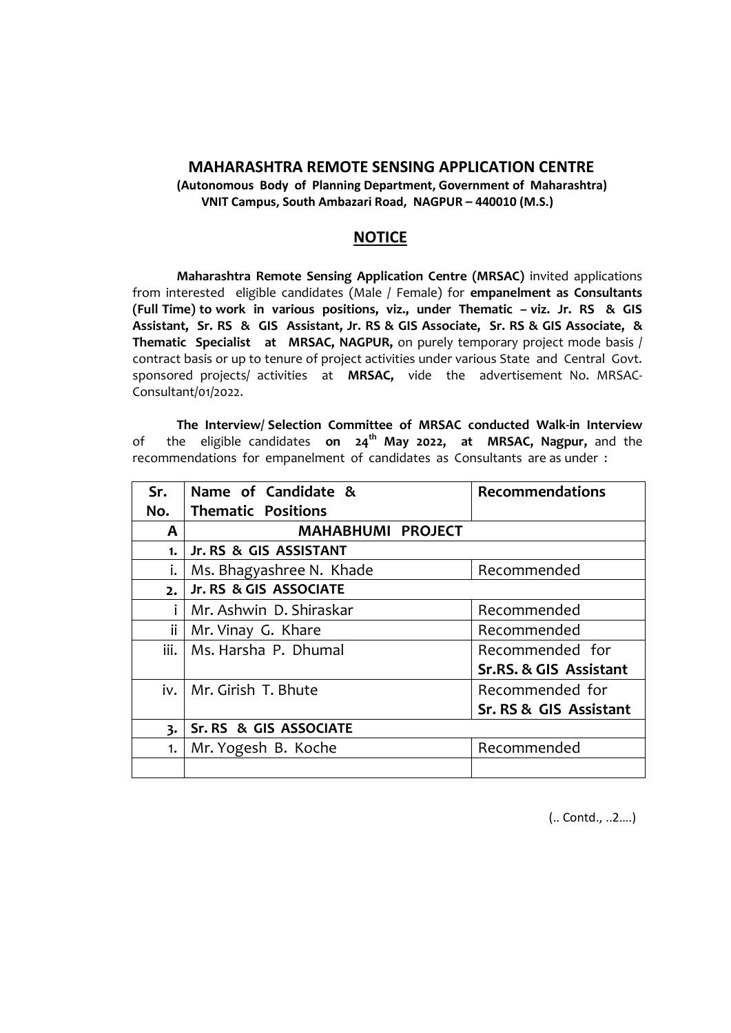# MAHARASHTRA REMOTE SENSING APPLICATION CENTRE

**(Autonomous Body of Planning Department, Government of Maharashtra)**
**VNIT Campus, South Ambazari Road, NAGPUR – 440010 (M.S.)**

## NOTICE

**Maharashtra Remote Sensing Application Centre (MRSAC)** invited applications from interested eligible candidates (Male / Female) for **empanelment as Consultants (Full Time) to work in various positions, viz., under Thematic – viz. Jr. RS & GIS Assistant, Sr. RS & GIS Assistant, Jr. RS & GIS Associate, Sr. RS & GIS Associate, & Thematic Specialist at MRSAC, NAGPUR,** on purely temporary project mode basis / contract basis or up to tenure of project activities under various State and Central Govt. sponsored projects/ activities at **MRSAC,** vide the advertisement No. MRSAC-Consultant/01/2022.

**The Interview/ Selection Committee of MRSAC conducted Walk-in Interview** of the eligible candidates **on 24th May 2022, at MRSAC, Nagpur,** and the recommendations for empanelment of candidates as Consultants are as under :

| Sr. No. | Name of Candidate & Thematic Positions | Recommendations |
|---|---|---|
| **A** | **MAHABHUMI PROJECT** | |
| **1.** | **Jr. RS & GIS ASSISTANT** | |
| i. | Ms. Bhagyashree N. Khade | Recommended |
| **2.** | **Jr. RS & GIS ASSOCIATE** | |
| i | Mr. Ashwin D. Shiraskar | Recommended |
| ii | Mr. Vinay G. Khare | Recommended |
| iii. | Ms. Harsha P. Dhumal | Recommended for **Sr.RS. & GIS Assistant** |
| iv. | Mr. Girish T. Bhute | Recommended for **Sr. RS & GIS Assistant** |
| **3.** | **Sr. RS & GIS ASSOCIATE** | |
| 1. | Mr. Yogesh B. Koche | Recommended |
| | | |

(.. Contd., ..2....)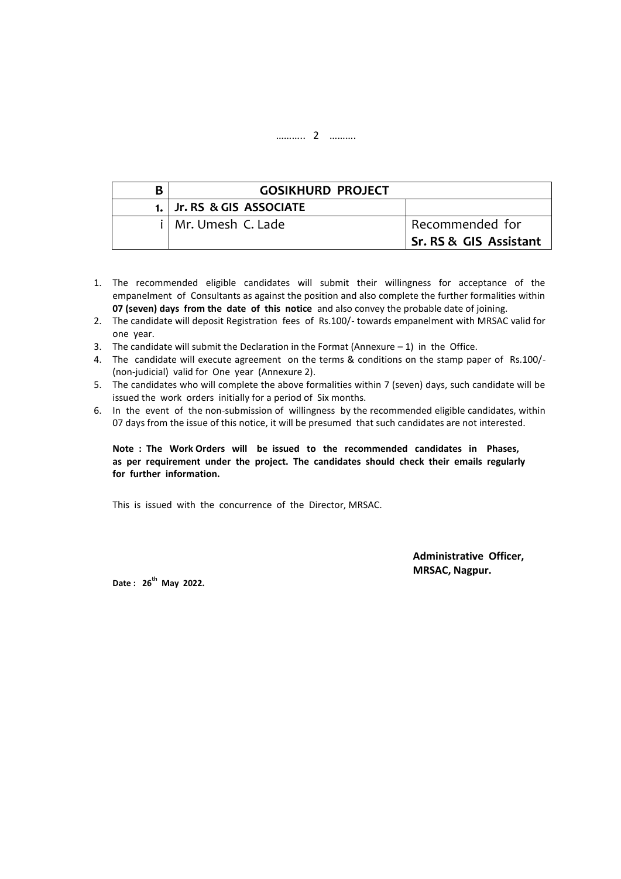| B | GOSIKHURD PROJECT | |
|---|---|---|
| 1. | **Jr. RS & GIS ASSOCIATE** | |
| i | Mr. Umesh C. Lade | Recommended for **Sr. RS & GIS Assistant** |

1. The recommended eligible candidates will submit their willingness for acceptance of the empanelment of Consultants as against the position and also complete the further formalities within **07 (seven) days from the date of this notice** and also convey the probable date of joining.
2. The candidate will deposit Registration fees of Rs.100/- towards empanelment with MRSAC valid for one year.
3. The candidate will submit the Declaration in the Format (Annexure – 1) in the Office.
4. The candidate will execute agreement on the terms & conditions on the stamp paper of Rs.100/- (non-judicial) valid for One year (Annexure 2).
5. The candidates who will complete the above formalities within 7 (seven) days, such candidate will be issued the work orders initially for a period of Six months.
6. In the event of the non-submission of willingness by the recommended eligible candidates, within 07 days from the issue of this notice, it will be presumed that such candidates are not interested.

**Note : The Work Orders will be issued to the recommended candidates in Phases, as per requirement under the project. The candidates should check their emails regularly for further information.**

This is issued with the concurrence of the Director, MRSAC.

**Administrative Officer,**
**MRSAC, Nagpur.**

**Date : 26th May 2022.**